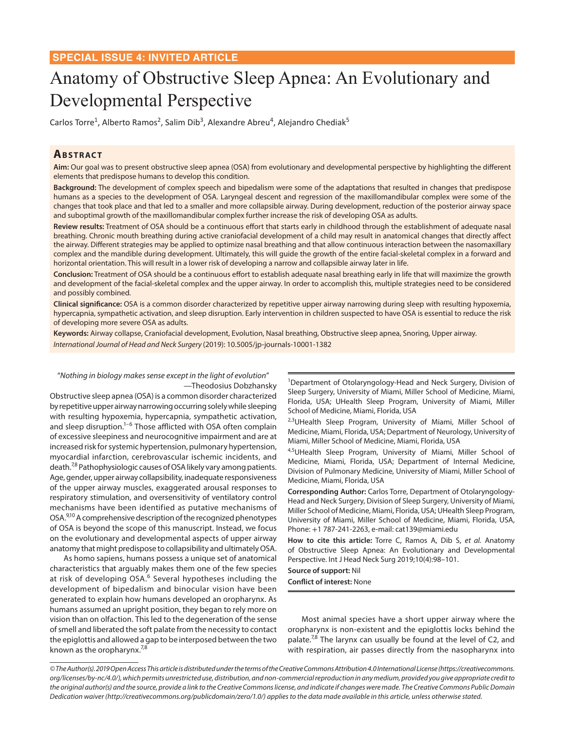SPECIAL ISSUE 4: INVITED ARTICLE

# Anatomy of Obstructive Sleep Apnea: An Evolutionary and Developmental Perspective

Carlos Torre[1], Alberto Ramos[2], Salim Dib[3], Alexandre Abreu[4], Alejandro Chediak[5]

## Abstract

**Aim:** Our goal was to present obstructive sleep apnea (OSA) from evolutionary and developmental perspective by highlighting the different elements that predispose humans to develop this condition.

**Background:** The development of complex speech and bipedalism were some of the adaptations that resulted in changes that predispose humans as a species to the development of OSA. Laryngeal descent and regression of the maxillomandibular complex were some of the changes that took place and that led to a smaller and more collapsible airway. During development, reduction of the posterior airway space and suboptimal growth of the maxillomandibular complex further increase the risk of developing OSA as adults.

**Review results:** Treatment of OSA should be a continuous effort that starts early in childhood through the establishment of adequate nasal breathing. Chronic mouth breathing during active craniofacial development of a child may result in anatomical changes that directly affect the airway. Different strategies may be applied to optimize nasal breathing and that allow continuous interaction between the nasomaxillary complex and the mandible during development. Ultimately, this will guide the growth of the entire facial-skeletal complex in a forward and horizontal orientation. This will result in a lower risk of developing a narrow and collapsible airway later in life.

**Conclusion:** Treatment of OSA should be a continuous effort to establish adequate nasal breathing early in life that will maximize the growth and development of the facial-skeletal complex and the upper airway. In order to accomplish this, multiple strategies need to be considered and possibly combined.

**Clinical significance:** OSA is a common disorder characterized by repetitive upper airway narrowing during sleep with resulting hypoxemia, hypercapnia, sympathetic activation, and sleep disruption. Early intervention in children suspected to have OSA is essential to reduce the risk of developing more severe OSA as adults.

**Keywords:** Airway collapse, Craniofacial development, Evolution, Nasal breathing, Obstructive sleep apnea, Snoring, Upper airway.

*International Journal of Head and Neck Surgery* (2019): 10.5005/jp-journals-10001-1382

"*Nothing in biology makes sense except in the light of evolution*"
—Theodosius Dobzhansky

Obstructive sleep apnea (OSA) is a common disorder characterized by repetitive upper airway narrowing occurring solely while sleeping with resulting hypoxemia, hypercapnia, sympathetic activation, and sleep disruption.[1–6] Those afflicted with OSA often complain of excessive sleepiness and neurocognitive impairment and are at increased risk for systemic hypertension, pulmonary hypertension, myocardial infarction, cerebrovascular ischemic incidents, and death.[7,8] Pathophysiologic causes of OSA likely vary among patients. Age, gender, upper airway collapsibility, inadequate responsiveness of the upper airway muscles, exaggerated arousal responses to respiratory stimulation, and oversensitivity of ventilatory control mechanisms have been identified as putative mechanisms of OSA.[9,10] A comprehensive description of the recognized phenotypes of OSA is beyond the scope of this manuscript. Instead, we focus on the evolutionary and developmental aspects of upper airway anatomy that might predispose to collapsibility and ultimately OSA.

As homo sapiens, humans possess a unique set of anatomical characteristics that arguably makes them one of the few species at risk of developing OSA.[6] Several hypotheses including the development of bipedalism and binocular vision have been generated to explain how humans developed an oropharynx. As humans assumed an upright position, they began to rely more on vision than on olfaction. This led to the degeneration of the sense of smell and liberated the soft palate from the necessity to contact the epiglottis and allowed a gap to be interposed between the two known as the oropharynx.[7,8]

[1]Department of Otolaryngology-Head and Neck Surgery, Division of Sleep Surgery, University of Miami, Miller School of Medicine, Miami, Florida, USA; UHealth Sleep Program, University of Miami, Miller School of Medicine, Miami, Florida, USA

[2,3]UHealth Sleep Program, University of Miami, Miller School of Medicine, Miami, Florida, USA; Department of Neurology, University of Miami, Miller School of Medicine, Miami, Florida, USA

[4,5]UHealth Sleep Program, University of Miami, Miller School of Medicine, Miami, Florida, USA; Department of Internal Medicine, Division of Pulmonary Medicine, University of Miami, Miller School of Medicine, Miami, Florida, USA

**Corresponding Author:** Carlos Torre, Department of Otolaryngology-Head and Neck Surgery, Division of Sleep Surgery, University of Miami, Miller School of Medicine, Miami, Florida, USA; UHealth Sleep Program, University of Miami, Miller School of Medicine, Miami, Florida, USA, Phone: +1 787-241-2263, e-mail: cat139@miami.edu

**How to cite this article:** Torre C, Ramos A, Dib S, *et al.* Anatomy of Obstructive Sleep Apnea: An Evolutionary and Developmental Perspective. Int J Head Neck Surg 2019;10(4):98–101.

**Source of support:** Nil

**Conflict of interest:** None

Most animal species have a short upper airway where the oropharynx is non-existent and the epiglottis locks behind the palate.[7,8] The larynx can usually be found at the level of C2, and with respiration, air passes directly from the nasopharynx into

*© The Author(s). 2019 Open Access This article is distributed under the terms of the Creative Commons Attribution 4.0 International License (https://creativecommons.org/licenses/by-nc/4.0/), which permits unrestricted use, distribution, and non-commercial reproduction in any medium, provided you give appropriate credit to the original author(s) and the source, provide a link to the Creative Commons license, and indicate if changes were made. The Creative Commons Public Domain Dedication waiver (http://creativecommons.org/publicdomain/zero/1.0/) applies to the data made available in this article, unless otherwise stated.*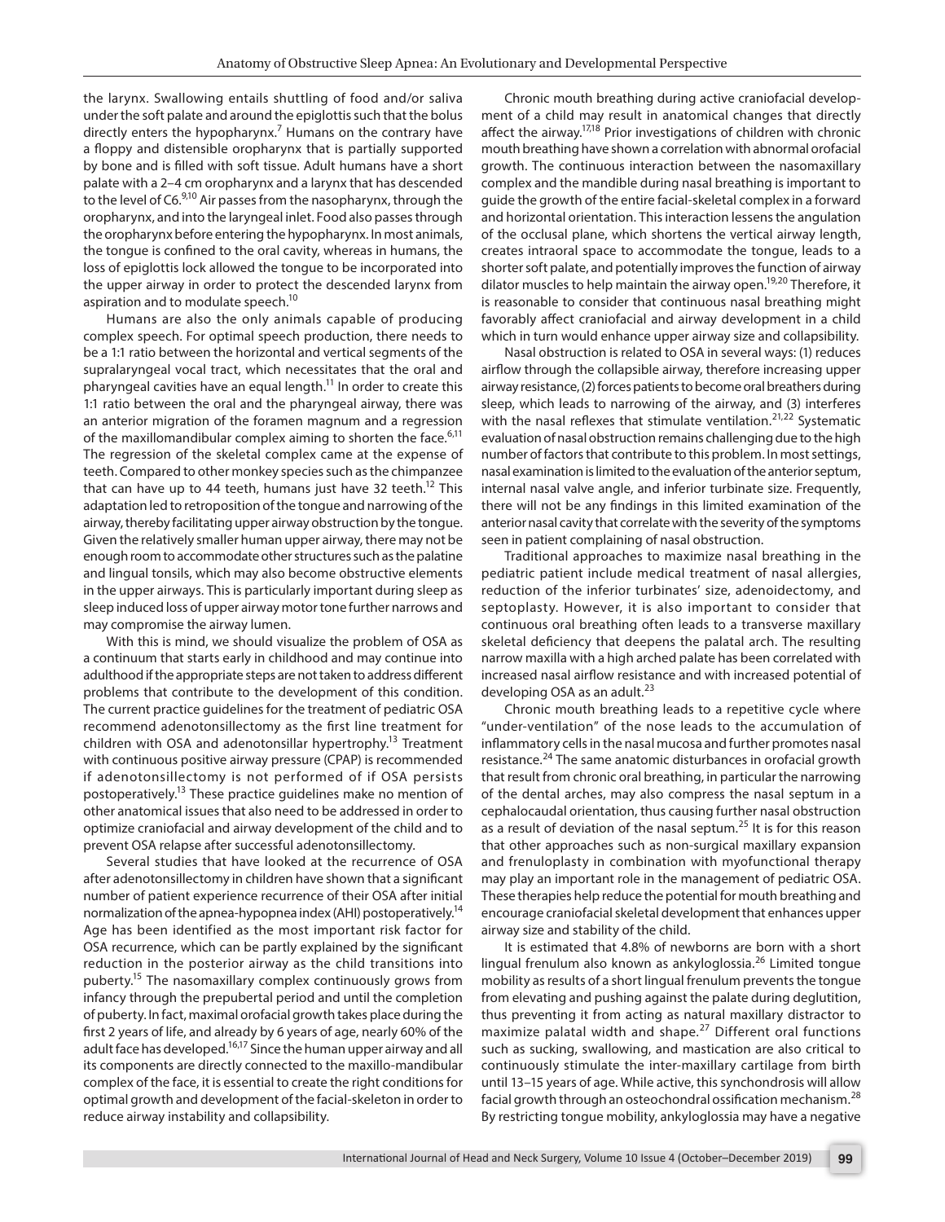the larynx. Swallowing entails shuttling of food and/or saliva under the soft palate and around the epiglottis such that the bolus directly enters the hypopharynx.[7] Humans on the contrary have a floppy and distensible oropharynx that is partially supported by bone and is filled with soft tissue. Adult humans have a short palate with a 2–4 cm oropharynx and a larynx that has descended to the level of C6.[9,10] Air passes from the nasopharynx, through the oropharynx, and into the laryngeal inlet. Food also passes through the oropharynx before entering the hypopharynx. In most animals, the tongue is confined to the oral cavity, whereas in humans, the loss of epiglottis lock allowed the tongue to be incorporated into the upper airway in order to protect the descended larynx from aspiration and to modulate speech.[10]

Humans are also the only animals capable of producing complex speech. For optimal speech production, there needs to be a 1:1 ratio between the horizontal and vertical segments of the supralaryngeal vocal tract, which necessitates that the oral and pharyngeal cavities have an equal length.[11] In order to create this 1:1 ratio between the oral and the pharyngeal airway, there was an anterior migration of the foramen magnum and a regression of the maxillomandibular complex aiming to shorten the face.[6,11] The regression of the skeletal complex came at the expense of teeth. Compared to other monkey species such as the chimpanzee that can have up to 44 teeth, humans just have 32 teeth.[12] This adaptation led to retroposition of the tongue and narrowing of the airway, thereby facilitating upper airway obstruction by the tongue. Given the relatively smaller human upper airway, there may not be enough room to accommodate other structures such as the palatine and lingual tonsils, which may also become obstructive elements in the upper airways. This is particularly important during sleep as sleep induced loss of upper airway motor tone further narrows and may compromise the airway lumen.

With this is mind, we should visualize the problem of OSA as a continuum that starts early in childhood and may continue into adulthood if the appropriate steps are not taken to address different problems that contribute to the development of this condition. The current practice guidelines for the treatment of pediatric OSA recommend adenotonsillectomy as the first line treatment for children with OSA and adenotonsillar hypertrophy.[13] Treatment with continuous positive airway pressure (CPAP) is recommended if adenotonsillectomy is not performed of if OSA persists postoperatively.[13] These practice guidelines make no mention of other anatomical issues that also need to be addressed in order to optimize craniofacial and airway development of the child and to prevent OSA relapse after successful adenotonsillectomy.

Several studies that have looked at the recurrence of OSA after adenotonsillectomy in children have shown that a significant number of patient experience recurrence of their OSA after initial normalization of the apnea-hypopnea index (AHI) postoperatively.[14] Age has been identified as the most important risk factor for OSA recurrence, which can be partly explained by the significant reduction in the posterior airway as the child transitions into puberty.[15] The nasomaxillary complex continuously grows from infancy through the prepubertal period and until the completion of puberty. In fact, maximal orofacial growth takes place during the first 2 years of life, and already by 6 years of age, nearly 60% of the adult face has developed.[16,17] Since the human upper airway and all its components are directly connected to the maxillo-mandibular complex of the face, it is essential to create the right conditions for optimal growth and development of the facial-skeleton in order to reduce airway instability and collapsibility.

Chronic mouth breathing during active craniofacial development of a child may result in anatomical changes that directly affect the airway.[17,18] Prior investigations of children with chronic mouth breathing have shown a correlation with abnormal orofacial growth. The continuous interaction between the nasomaxillary complex and the mandible during nasal breathing is important to guide the growth of the entire facial-skeletal complex in a forward and horizontal orientation. This interaction lessens the angulation of the occlusal plane, which shortens the vertical airway length, creates intraoral space to accommodate the tongue, leads to a shorter soft palate, and potentially improves the function of airway dilator muscles to help maintain the airway open.[19,20] Therefore, it is reasonable to consider that continuous nasal breathing might favorably affect craniofacial and airway development in a child which in turn would enhance upper airway size and collapsibility.

Nasal obstruction is related to OSA in several ways: (1) reduces airflow through the collapsible airway, therefore increasing upper airway resistance, (2) forces patients to become oral breathers during sleep, which leads to narrowing of the airway, and (3) interferes with the nasal reflexes that stimulate ventilation.[21,22] Systematic evaluation of nasal obstruction remains challenging due to the high number of factors that contribute to this problem. In most settings, nasal examination is limited to the evaluation of the anterior septum, internal nasal valve angle, and inferior turbinate size. Frequently, there will not be any findings in this limited examination of the anterior nasal cavity that correlate with the severity of the symptoms seen in patient complaining of nasal obstruction.

Traditional approaches to maximize nasal breathing in the pediatric patient include medical treatment of nasal allergies, reduction of the inferior turbinates' size, adenoidectomy, and septoplasty. However, it is also important to consider that continuous oral breathing often leads to a transverse maxillary skeletal deficiency that deepens the palatal arch. The resulting narrow maxilla with a high arched palate has been correlated with increased nasal airflow resistance and with increased potential of developing OSA as an adult.[23]

Chronic mouth breathing leads to a repetitive cycle where "under-ventilation" of the nose leads to the accumulation of inflammatory cells in the nasal mucosa and further promotes nasal resistance.[24] The same anatomic disturbances in orofacial growth that result from chronic oral breathing, in particular the narrowing of the dental arches, may also compress the nasal septum in a cephalocaudal orientation, thus causing further nasal obstruction as a result of deviation of the nasal septum.[25] It is for this reason that other approaches such as non-surgical maxillary expansion and frenuloplasty in combination with myofunctional therapy may play an important role in the management of pediatric OSA. These therapies help reduce the potential for mouth breathing and encourage craniofacial skeletal development that enhances upper airway size and stability of the child.

It is estimated that 4.8% of newborns are born with a short lingual frenulum also known as ankyloglossia.[26] Limited tongue mobility as results of a short lingual frenulum prevents the tongue from elevating and pushing against the palate during deglutition, thus preventing it from acting as natural maxillary distractor to maximize palatal width and shape.[27] Different oral functions such as sucking, swallowing, and mastication are also critical to continuously stimulate the inter-maxillary cartilage from birth until 13–15 years of age. While active, this synchondrosis will allow facial growth through an osteochondral ossification mechanism.[28] By restricting tongue mobility, ankyloglossia may have a negative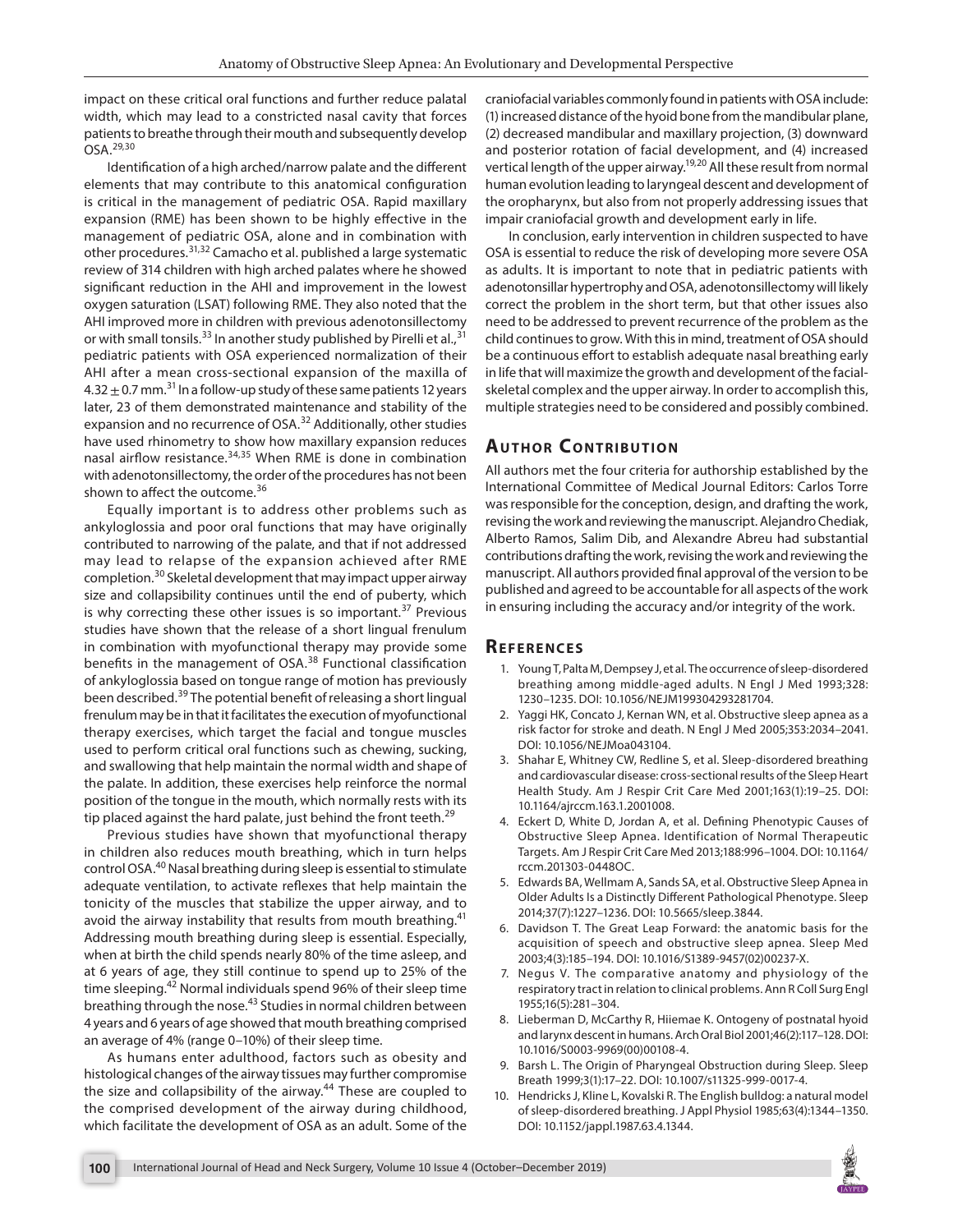impact on these critical oral functions and further reduce palatal width, which may lead to a constricted nasal cavity that forces patients to breathe through their mouth and subsequently develop OSA.[29,30]

Identification of a high arched/narrow palate and the different elements that may contribute to this anatomical configuration is critical in the management of pediatric OSA. Rapid maxillary expansion (RME) has been shown to be highly effective in the management of pediatric OSA, alone and in combination with other procedures.[31,32] Camacho et al. published a large systematic review of 314 children with high arched palates where he showed significant reduction in the AHI and improvement in the lowest oxygen saturation (LSAT) following RME. They also noted that the AHI improved more in children with previous adenotonsillectomy or with small tonsils.[33] In another study published by Pirelli et al.,[31] pediatric patients with OSA experienced normalization of their AHI after a mean cross-sectional expansion of the maxilla of $4.32 \pm 0.7$ mm.[31] In a follow-up study of these same patients 12 years later, 23 of them demonstrated maintenance and stability of the expansion and no recurrence of OSA.[32] Additionally, other studies have used rhinometry to show how maxillary expansion reduces nasal airflow resistance.[34,35] When RME is done in combination with adenotonsillectomy, the order of the procedures has not been shown to affect the outcome.[36]

Equally important is to address other problems such as ankyloglossia and poor oral functions that may have originally contributed to narrowing of the palate, and that if not addressed may lead to relapse of the expansion achieved after RME completion.[30] Skeletal development that may impact upper airway size and collapsibility continues until the end of puberty, which is why correcting these other issues is so important.[37] Previous studies have shown that the release of a short lingual frenulum in combination with myofunctional therapy may provide some benefits in the management of OSA.[38] Functional classification of ankyloglossia based on tongue range of motion has previously been described.[39] The potential benefit of releasing a short lingual frenulum may be in that it facilitates the execution of myofunctional therapy exercises, which target the facial and tongue muscles used to perform critical oral functions such as chewing, sucking, and swallowing that help maintain the normal width and shape of the palate. In addition, these exercises help reinforce the normal position of the tongue in the mouth, which normally rests with its tip placed against the hard palate, just behind the front teeth.[29]

Previous studies have shown that myofunctional therapy in children also reduces mouth breathing, which in turn helps control OSA.[40] Nasal breathing during sleep is essential to stimulate adequate ventilation, to activate reflexes that help maintain the tonicity of the muscles that stabilize the upper airway, and to avoid the airway instability that results from mouth breathing.[41] Addressing mouth breathing during sleep is essential. Especially, when at birth the child spends nearly 80% of the time asleep, and at 6 years of age, they still continue to spend up to 25% of the time sleeping.[42] Normal individuals spend 96% of their sleep time breathing through the nose.[43] Studies in normal children between 4 years and 6 years of age showed that mouth breathing comprised an average of 4% (range 0–10%) of their sleep time.

As humans enter adulthood, factors such as obesity and histological changes of the airway tissues may further compromise the size and collapsibility of the airway.[44] These are coupled to the comprised development of the airway during childhood, which facilitate the development of OSA as an adult. Some of the craniofacial variables commonly found in patients with OSA include: (1) increased distance of the hyoid bone from the mandibular plane, (2) decreased mandibular and maxillary projection, (3) downward and posterior rotation of facial development, and (4) increased vertical length of the upper airway.[19,20] All these result from normal human evolution leading to laryngeal descent and development of the oropharynx, but also from not properly addressing issues that impair craniofacial growth and development early in life.

In conclusion, early intervention in children suspected to have OSA is essential to reduce the risk of developing more severe OSA as adults. It is important to note that in pediatric patients with adenotonsillar hypertrophy and OSA, adenotonsillectomy will likely correct the problem in the short term, but that other issues also need to be addressed to prevent recurrence of the problem as the child continues to grow. With this in mind, treatment of OSA should be a continuous effort to establish adequate nasal breathing early in life that will maximize the growth and development of the facial-skeletal complex and the upper airway. In order to accomplish this, multiple strategies need to be considered and possibly combined.

## Author Contribution

All authors met the four criteria for authorship established by the International Committee of Medical Journal Editors: Carlos Torre was responsible for the conception, design, and drafting the work, revising the work and reviewing the manuscript. Alejandro Chediak, Alberto Ramos, Salim Dib, and Alexandre Abreu had substantial contributions drafting the work, revising the work and reviewing the manuscript. All authors provided final approval of the version to be published and agreed to be accountable for all aspects of the work in ensuring including the accuracy and/or integrity of the work.

## References

1. Young T, Palta M, Dempsey J, et al. The occurrence of sleep-disordered breathing among middle-aged adults. N Engl J Med 1993;328: 1230–1235. DOI: 10.1056/NEJM199304293281704.
2. Yaggi HK, Concato J, Kernan WN, et al. Obstructive sleep apnea as a risk factor for stroke and death. N Engl J Med 2005;353:2034–2041. DOI: 10.1056/NEJMoa043104.
3. Shahar E, Whitney CW, Redline S, et al. Sleep-disordered breathing and cardiovascular disease: cross-sectional results of the Sleep Heart Health Study. Am J Respir Crit Care Med 2001;163(1):19–25. DOI: 10.1164/ajrccm.163.1.2001008.
4. Eckert D, White D, Jordan A, et al. Defining Phenotypic Causes of Obstructive Sleep Apnea. Identification of Normal Therapeutic Targets. Am J Respir Crit Care Med 2013;188:996–1004. DOI: 10.1164/rccm.201303-0448OC.
5. Edwards BA, Wellmam A, Sands SA, et al. Obstructive Sleep Apnea in Older Adults Is a Distinctly Different Pathological Phenotype. Sleep 2014;37(7):1227–1236. DOI: 10.5665/sleep.3844.
6. Davidson T. The Great Leap Forward: the anatomic basis for the acquisition of speech and obstructive sleep apnea. Sleep Med 2003;4(3):185–194. DOI: 10.1016/S1389-9457(02)00237-X.
7. Negus V. The comparative anatomy and physiology of the respiratory tract in relation to clinical problems. Ann R Coll Surg Engl 1955;16(5):281–304.
8. Lieberman D, McCarthy R, Hiiemae K. Ontogeny of postnatal hyoid and larynx descent in humans. Arch Oral Biol 2001;46(2):117–128. DOI: 10.1016/S0003-9969(00)00108-4.
9. Barsh L. The Origin of Pharyngeal Obstruction during Sleep. Sleep Breath 1999;3(1):17–22. DOI: 10.1007/s11325-999-0017-4.
10. Hendricks J, Kline L, Kovalski R. The English bulldog: a natural model of sleep-disordered breathing. J Appl Physiol 1985;63(4):1344–1350. DOI: 10.1152/jappl.1987.63.4.1344.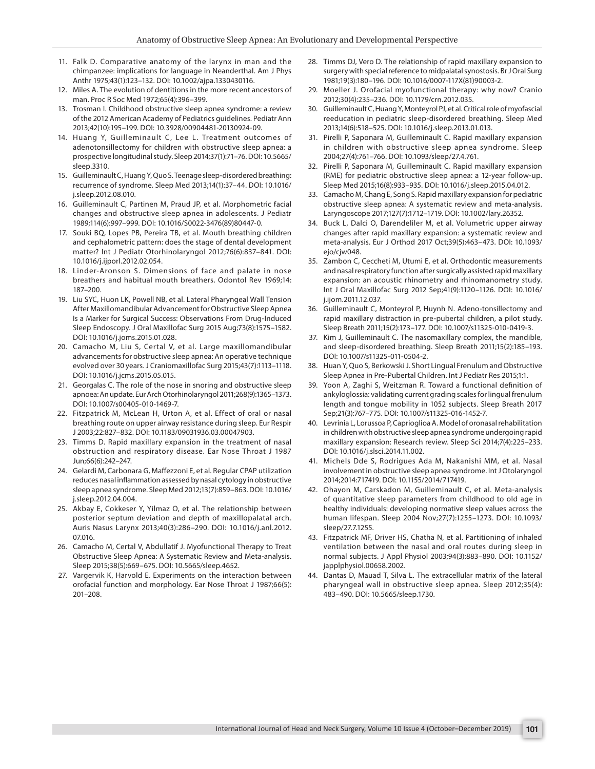11. Falk D. Comparative anatomy of the larynx in man and the chimpanzee: implications for language in Neanderthal. Am J Phys Anthr 1975;43(1):123–132. DOI: 10.1002/ajpa.1330430116.
12. Miles A. The evolution of dentitions in the more recent ancestors of man. Proc R Soc Med 1972;65(4):396–399.
13. Trosman I. Childhood obstructive sleep apnea syndrome: a review of the 2012 American Academy of Pediatrics guidelines. Pediatr Ann 2013;42(10):195–199. DOI: 10.3928/00904481-20130924-09.
14. Huang Y, Guilleminault C, Lee L. Treatment outcomes of adenotonsillectomy for children with obstructive sleep apnea: a prospective longitudinal study. Sleep 2014;37(1):71–76. DOI: 10.5665/sleep.3310.
15. Guilleminault C, Huang Y, Quo S. Teenage sleep-disordered breathing: recurrence of syndrome. Sleep Med 2013;14(1):37–44. DOI: 10.1016/j.sleep.2012.08.010.
16. Guilleminault C, Partinen M, Praud JP, et al. Morphometric facial changes and obstructive sleep apnea in adolescents. J Pediatr 1989;114(6):997–999. DOI: 10.1016/S0022-3476(89)80447-0.
17. Souki BQ, Lopes PB, Pereira TB, et al. Mouth breathing children and cephalometric pattern: does the stage of dental development matter? Int J Pediatr Otorhinolaryngol 2012;76(6):837–841. DOI: 10.1016/j.ijporl.2012.02.054.
18. Linder-Aronson S. Dimensions of face and palate in nose breathers and habitual mouth breathers. Odontol Rev 1969;14: 187–200.
19. Liu SYC, Huon LK, Powell NB, et al. Lateral Pharyngeal Wall Tension After Maxillomandibular Advancement for Obstructive Sleep Apnea Is a Marker for Surgical Success: Observations From Drug-Induced Sleep Endoscopy. J Oral Maxillofac Surg 2015 Aug;73(8):1575–1582. DOI: 10.1016/j.joms.2015.01.028.
20. Camacho M, Liu S, Certal V, et al. Large maxillomandibular advancements for obstructive sleep apnea: An operative technique evolved over 30 years. J Craniomaxillofac Surg 2015;43(7):1113–1118. DOI: 10.1016/j.jcms.2015.05.015.
21. Georgalas C. The role of the nose in snoring and obstructive sleep apnoea: An update. Eur Arch Otorhinolaryngol 2011;268(9):1365–1373. DOI: 10.1007/s00405-010-1469-7.
22. Fitzpatrick M, McLean H, Urton A, et al. Effect of oral or nasal breathing route on upper airway resistance during sleep. Eur Respir J 2003;22:827–832. DOI: 10.1183/09031936.03.00047903.
23. Timms D. Rapid maxillary expansion in the treatment of nasal obstruction and respiratory disease. Ear Nose Throat J 1987 Jun;66(6):242–247.
24. Gelardi M, Carbonara G, Maffezzoni E, et al. Regular CPAP utilization reduces nasal inflammation assessed by nasal cytology in obstructive sleep apnea syndrome. Sleep Med 2012;13(7):859–863. DOI: 10.1016/j.sleep.2012.04.004.
25. Akbay E, Cokkeser Y, Yilmaz O, et al. The relationship between posterior septum deviation and depth of maxillopalatal arch. Auris Nasus Larynx 2013;40(3):286–290. DOI: 10.1016/j.anl.2012.07.016.
26. Camacho M, Certal V, Abdullatif J. Myofunctional Therapy to Treat Obstructive Sleep Apnea: A Systematic Review and Meta-analysis. Sleep 2015;38(5):669–675. DOI: 10.5665/sleep.4652.
27. Vargervik K, Harvold E. Experiments on the interaction between orofacial function and morphology. Ear Nose Throat J 1987;66(5): 201–208.
28. Timms DJ, Vero D. The relationship of rapid maxillary expansion to surgery with special reference to midpalatal synostosis. Br J Oral Surg 1981;19(3):180–196. DOI: 10.1016/0007-117X(81)90003-2.
29. Moeller J. Orofacial myofunctional therapy: why now? Cranio 2012;30(4):235–236. DOI: 10.1179/crn.2012.035.
30. Guilleminault C, Huang Y, Monteyrol PJ, et al. Critical role of myofascial reeducation in pediatric sleep-disordered breathing. Sleep Med 2013;14(6):518–525. DOI: 10.1016/j.sleep.2013.01.013.
31. Pirelli P, Saponara M, Guilleminault C. Rapid maxillary expansion in children with obstructive sleep apnea syndrome. Sleep 2004;27(4):761–766. DOI: 10.1093/sleep/27.4.761.
32. Pirelli P, Saponara M, Guilleminault C. Rapid maxillary expansion (RME) for pediatric obstructive sleep apnea: a 12-year follow-up. Sleep Med 2015;16(8):933–935. DOI: 10.1016/j.sleep.2015.04.012.
33. Camacho M, Chang E, Song S. Rapid maxillary expansion for pediatric obstructive sleep apnea: A systematic review and meta-analysis. Laryngoscope 2017;127(7):1712–1719. DOI: 10.1002/lary.26352.
34. Buck L, Dalci O, Darendeliler M, et al. Volumetric upper airway changes after rapid maxillary expansion: a systematic review and meta-analysis. Eur J Orthod 2017 Oct;39(5):463–473. DOI: 10.1093/ejo/cjw048.
35. Zambon C, Ceccheti M, Utumi E, et al. Orthodontic measurements and nasal respiratory function after surgically assisted rapid maxillary expansion: an acoustic rhinometry and rhinomanometry study. Int J Oral Maxillofac Surg 2012 Sep;41(9):1120–1126. DOI: 10.1016/j.ijom.2011.12.037.
36. Guilleminault C, Monteyrol P, Huynh N. Adeno-tonsillectomy and rapid maxillary distraction in pre-pubertal children, a pilot study. Sleep Breath 2011;15(2):173–177. DOI: 10.1007/s11325-010-0419-3.
37. Kim J, Guilleminault C. The nasomaxillary complex, the mandible, and sleep-disordered breathing. Sleep Breath 2011;15(2):185–193. DOI: 10.1007/s11325-011-0504-2.
38. Huan Y, Quo S, Berkowski J. Short Lingual Frenulum and Obstructive Sleep Apnea in Pre-Pubertal Children. Int J Pediatr Res 2015;1:1.
39. Yoon A, Zaghi S, Weitzman R. Toward a functional definition of ankyloglossia: validating current grading scales for lingual frenulum length and tongue mobility in 1052 subjects. Sleep Breath 2017 Sep;21(3):767–775. DOI: 10.1007/s11325-016-1452-7.
40. Levrinia L, Lorussoa P, Caprioglioa A. Model of oronasal rehabilitation in children with obstructive sleep apnea syndrome undergoing rapid maxillary expansion: Research review. Sleep Sci 2014;7(4):225–233. DOI: 10.1016/j.slsci.2014.11.002.
41. Michels Dde S, Rodrigues Ada M, Nakanishi MM, et al. Nasal involvement in obstructive sleep apnea syndrome. Int J Otolaryngol 2014;2014:717419. DOI: 10.1155/2014/717419.
42. Ohayon M, Carskadon M, Guilleminault C, et al. Meta-analysis of quantitative sleep parameters from childhood to old age in healthy individuals: developing normative sleep values across the human lifespan. Sleep 2004 Nov;27(7):1255–1273. DOI: 10.1093/sleep/27.7.1255.
43. Fitzpatrick MF, Driver HS, Chatha N, et al. Partitioning of inhaled ventilation between the nasal and oral routes during sleep in normal subjects. J Appl Physiol 2003;94(3):883–890. DOI: 10.1152/japplphysiol.00658.2002.
44. Dantas D, Mauad T, Silva L. The extracellular matrix of the lateral pharyngeal wall in obstructive sleep apnea. Sleep 2012;35(4): 483–490. DOI: 10.5665/sleep.1730.